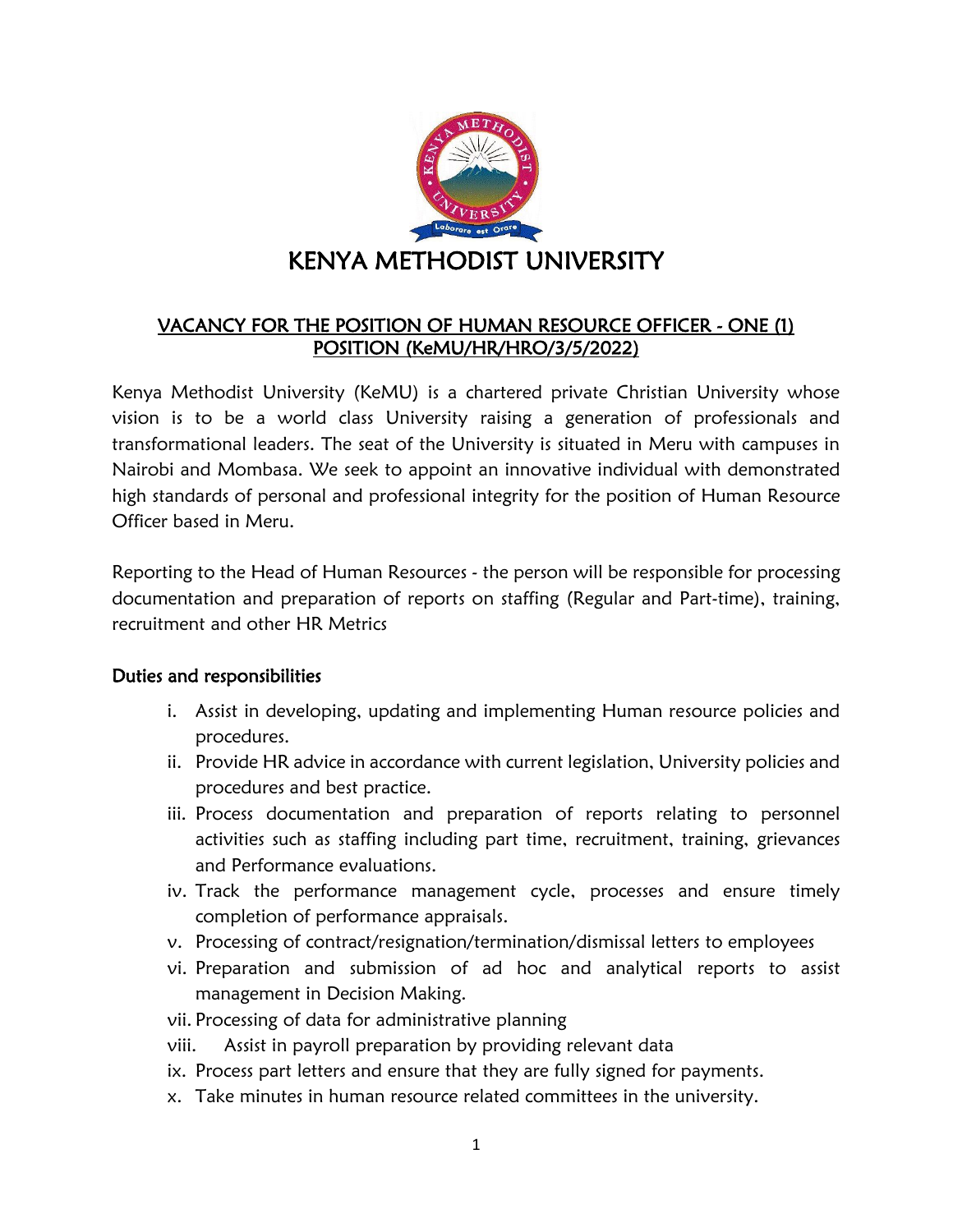# KENYA METHODIST UNIVERSITY

## VACANCY FOR THE POSITION OF HUMAN RESOURCE OFFICER - ONE (1) POSITION (KeMU/HR/HRO/3/5/2022)

Kenya Methodist University (KeMU) is a chartered private Christian University whose vision is to be a world class University raising a generation of professionals and transformational leaders. The seat of the University is situated in Meru with campuses in Nairobi and Mombasa. We seek to appoint an innovative individual with demonstrated high standards of personal and professional integrity for the position of Human Resource Officer based in Meru.

Reporting to the Head of Human Resources - the person will be responsible for processing documentation and preparation of reports on staffing (Regular and Part-time), training, recruitment and other HR Metrics

### Duties and responsibilities

i. Assist in developing, updating and implementing Human resource policies and procedures.
ii. Provide HR advice in accordance with current legislation, University policies and procedures and best practice.
iii. Process documentation and preparation of reports relating to personnel activities such as staffing including part time, recruitment, training, grievances and Performance evaluations.
iv. Track the performance management cycle, processes and ensure timely completion of performance appraisals.
v. Processing of contract/resignation/termination/dismissal letters to employees
vi. Preparation and submission of ad hoc and analytical reports to assist management in Decision Making.
vii. Processing of data for administrative planning
viii. Assist in payroll preparation by providing relevant data
ix. Process part letters and ensure that they are fully signed for payments.
x. Take minutes in human resource related committees in the university.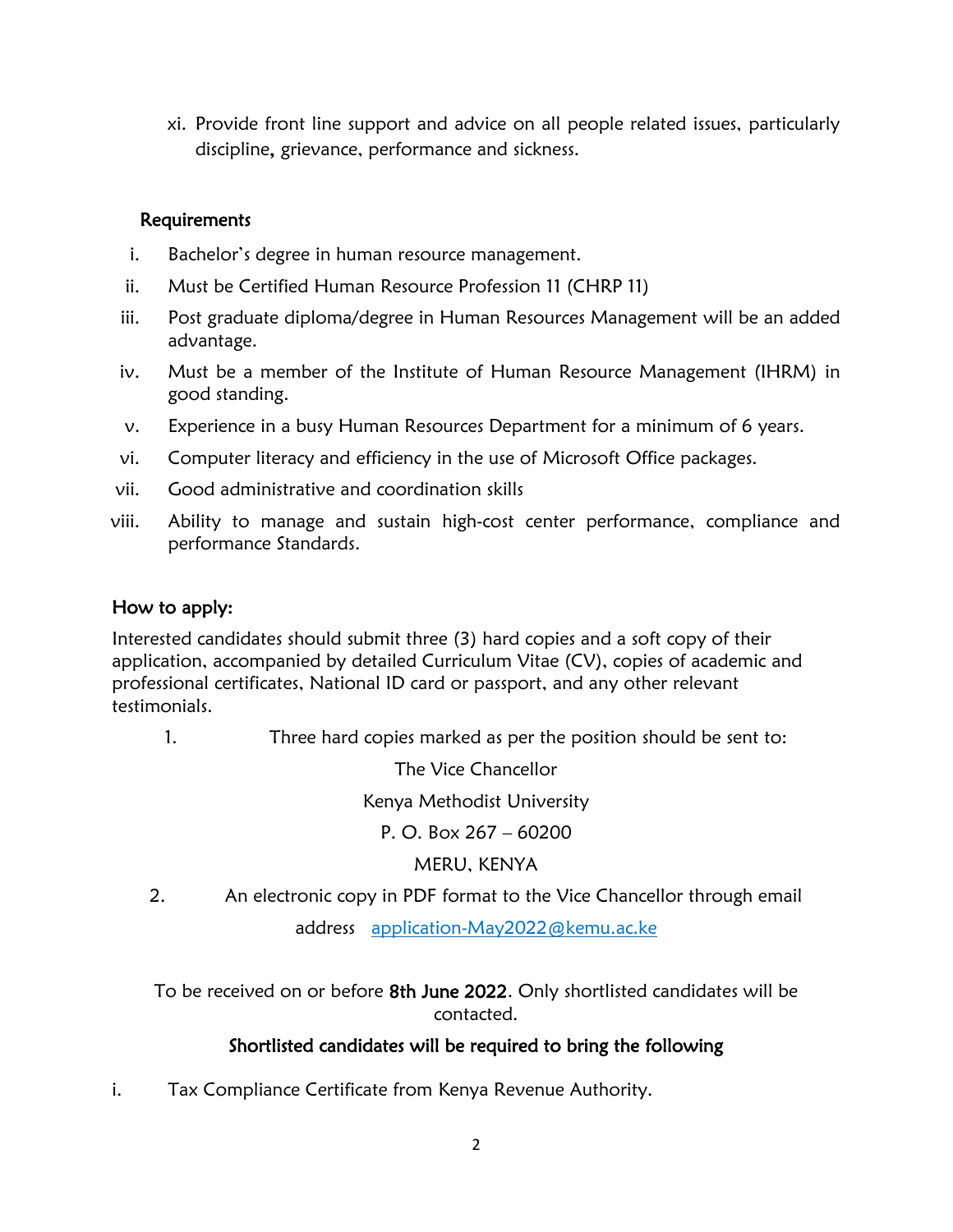xi. Provide front line support and advice on all people related issues, particularly discipline, grievance, performance and sickness.

**Requirements**

i. Bachelor's degree in human resource management.

ii. Must be Certified Human Resource Profession 11 (CHRP 11)

iii. Post graduate diploma/degree in Human Resources Management will be an added advantage.

iv. Must be a member of the Institute of Human Resource Management (IHRM) in good standing.

v. Experience in a busy Human Resources Department for a minimum of 6 years.

vi. Computer literacy and efficiency in the use of Microsoft Office packages.

vii. Good administrative and coordination skills

viii. Ability to manage and sustain high-cost center performance, compliance and performance Standards.

## How to apply:

Interested candidates should submit three (3) hard copies and a soft copy of their application, accompanied by detailed Curriculum Vitae (CV), copies of academic and professional certificates, National ID card or passport, and any other relevant testimonials.

1. Three hard copies marked as per the position should be sent to:

   The Vice Chancellor
   Kenya Methodist University
   P. O. Box 267 – 60200
   MERU, KENYA

2. An electronic copy in PDF format to the Vice Chancellor through email address application-May2022@kemu.ac.ke

To be received on or before **8th June 2022**. Only shortlisted candidates will be contacted.

**Shortlisted candidates will be required to bring the following**

i. Tax Compliance Certificate from Kenya Revenue Authority.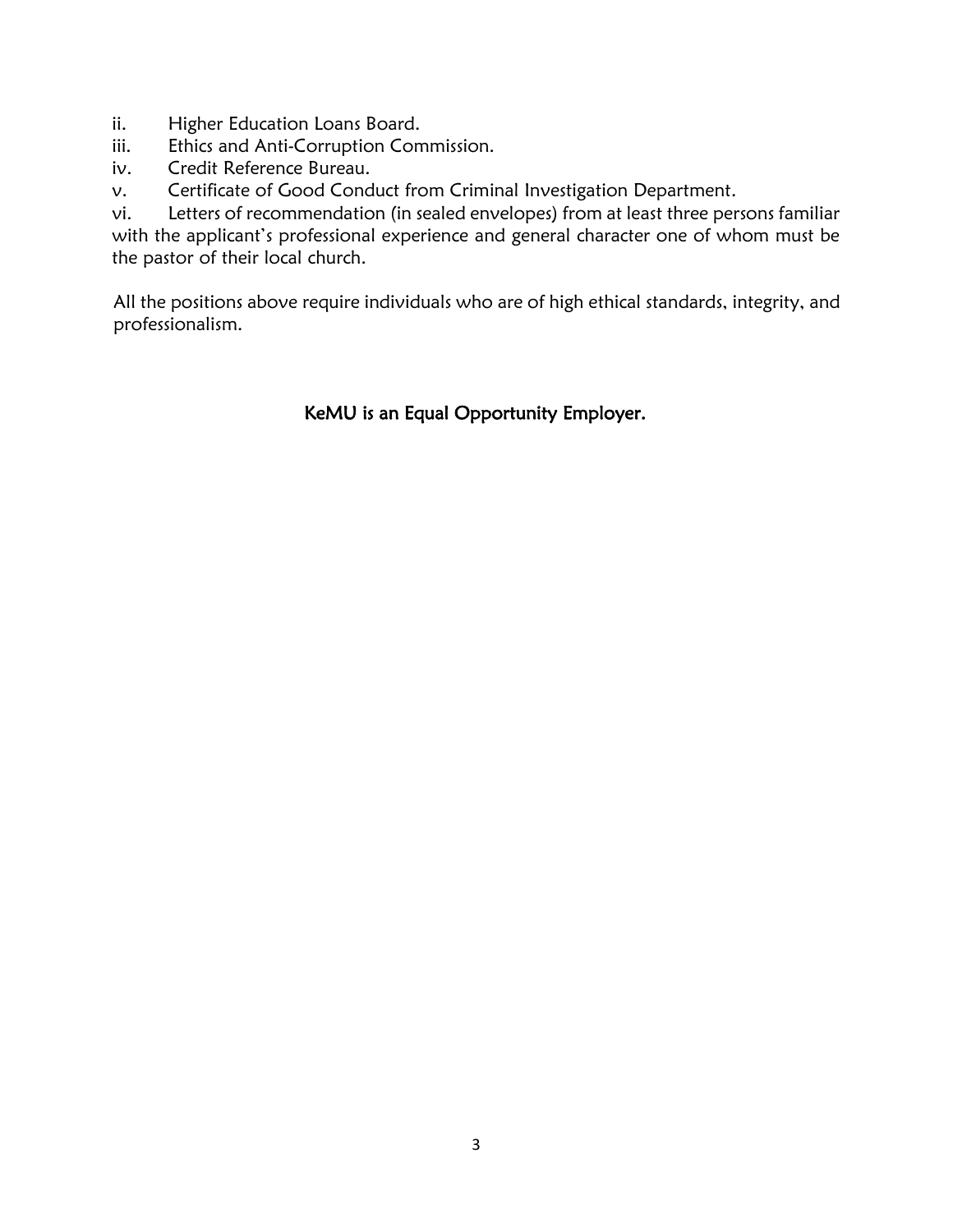ii. Higher Education Loans Board.
iii. Ethics and Anti-Corruption Commission.
iv. Credit Reference Bureau.
v. Certificate of Good Conduct from Criminal Investigation Department.
vi. Letters of recommendation (in sealed envelopes) from at least three persons familiar with the applicant's professional experience and general character one of whom must be the pastor of their local church.

All the positions above require individuals who are of high ethical standards, integrity, and professionalism.

**KeMU is an Equal Opportunity Employer.**